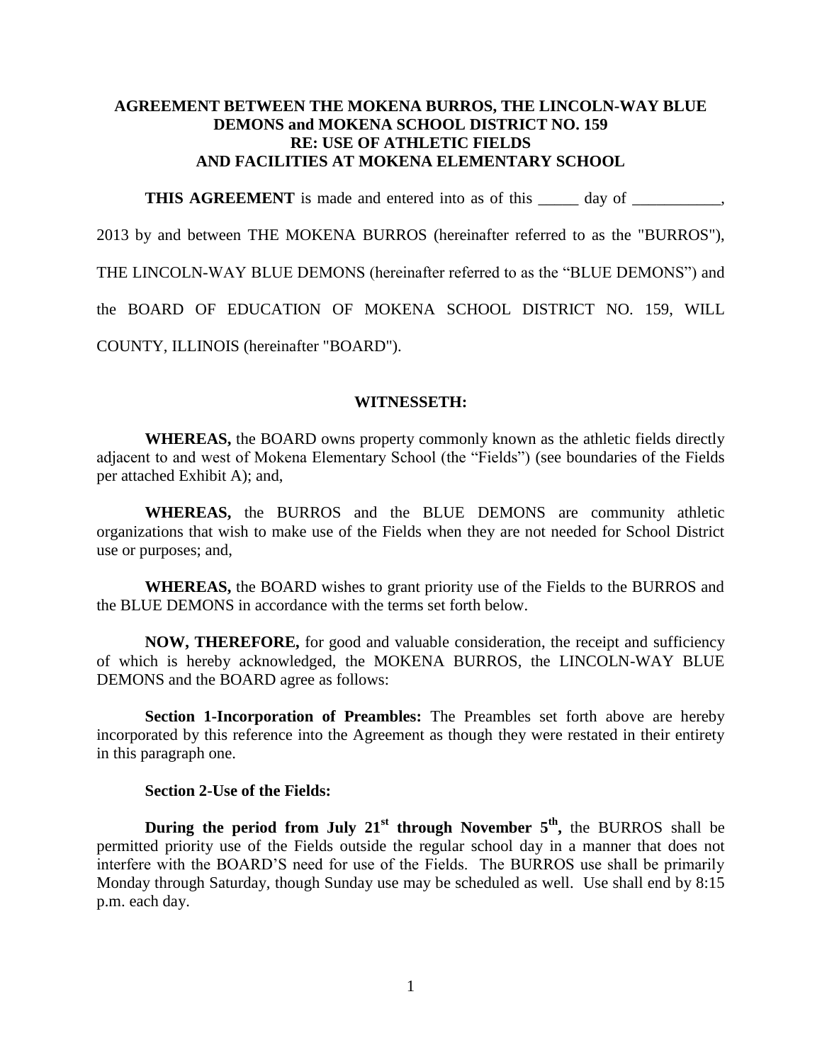# AGREEMENT BETWEEN THE MOKENA BURROS, THE LINCOLN-WAY BLUE DEMONS and MOKENA SCHOOL DISTRICT NO. 159 RE: USE OF ATHLETIC FIELDS AND FACILITIES AT MOKENA ELEMENTARY SCHOOL

**THIS AGREEMENT** is made and entered into as of this _____ day of ___________, 2013 by and between THE MOKENA BURROS (hereinafter referred to as the "BURROS"), THE LINCOLN-WAY BLUE DEMONS (hereinafter referred to as the "BLUE DEMONS") and the BOARD OF EDUCATION OF MOKENA SCHOOL DISTRICT NO. 159, WILL COUNTY, ILLINOIS (hereinafter "BOARD").

## WITNESSETH:

**WHEREAS,** the BOARD owns property commonly known as the athletic fields directly adjacent to and west of Mokena Elementary School (the "Fields") (see boundaries of the Fields per attached Exhibit A); and,

**WHEREAS,** the BURROS and the BLUE DEMONS are community athletic organizations that wish to make use of the Fields when they are not needed for School District use or purposes; and,

**WHEREAS,** the BOARD wishes to grant priority use of the Fields to the BURROS and the BLUE DEMONS in accordance with the terms set forth below.

**NOW, THEREFORE,** for good and valuable consideration, the receipt and sufficiency of which is hereby acknowledged, the MOKENA BURROS, the LINCOLN-WAY BLUE DEMONS and the BOARD agree as follows:

**Section 1-Incorporation of Preambles:** The Preambles set forth above are hereby incorporated by this reference into the Agreement as though they were restated in their entirety in this paragraph one.

**Section 2-Use of the Fields:**

**During the period from July 21st through November 5th,** the BURROS shall be permitted priority use of the Fields outside the regular school day in a manner that does not interfere with the BOARD'S need for use of the Fields. The BURROS use shall be primarily Monday through Saturday, though Sunday use may be scheduled as well. Use shall end by 8:15 p.m. each day.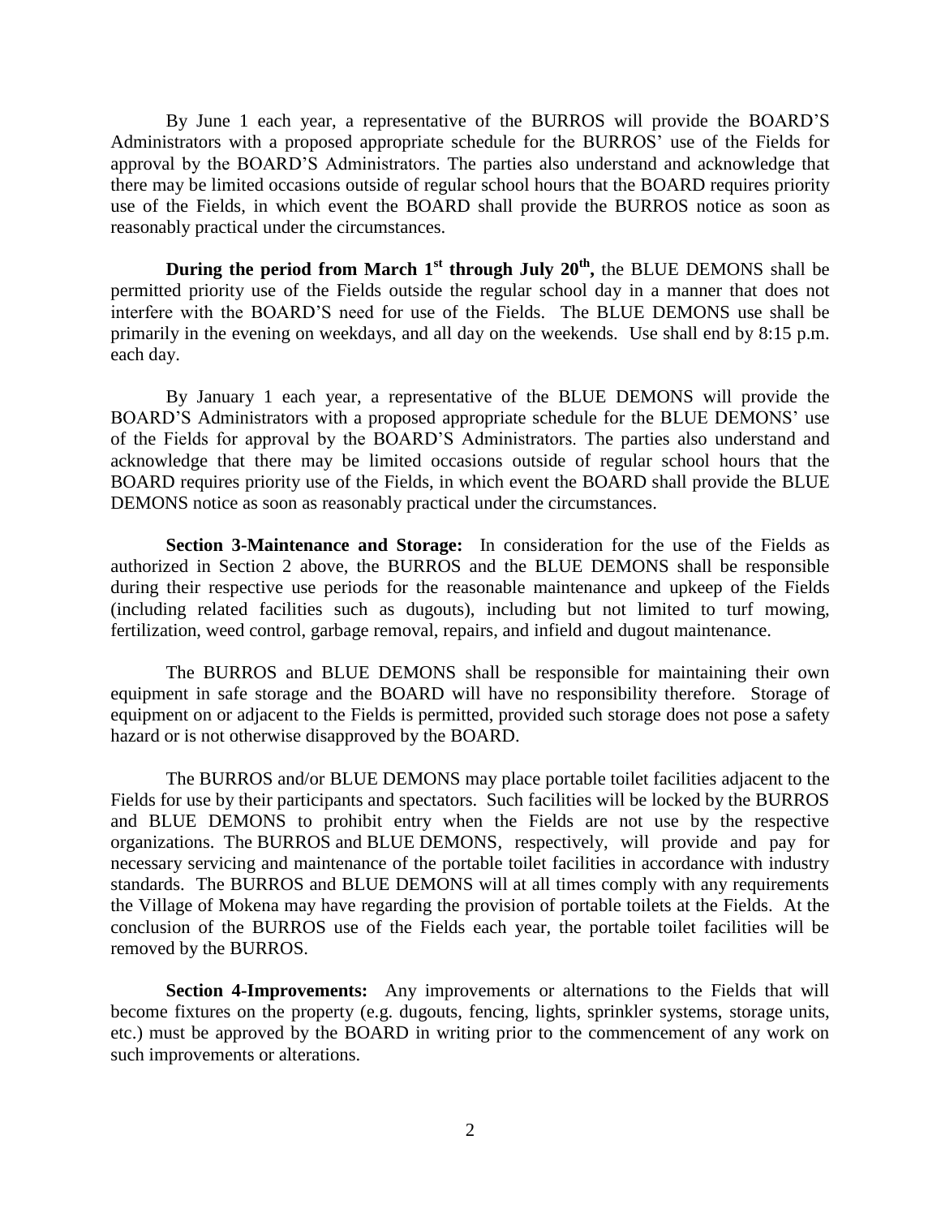By June 1 each year, a representative of the BURROS will provide the BOARD'S Administrators with a proposed appropriate schedule for the BURROS' use of the Fields for approval by the BOARD'S Administrators. The parties also understand and acknowledge that there may be limited occasions outside of regular school hours that the BOARD requires priority use of the Fields, in which event the BOARD shall provide the BURROS notice as soon as reasonably practical under the circumstances.

**During the period from March 1st through July 20th,** the BLUE DEMONS shall be permitted priority use of the Fields outside the regular school day in a manner that does not interfere with the BOARD'S need for use of the Fields. The BLUE DEMONS use shall be primarily in the evening on weekdays, and all day on the weekends. Use shall end by 8:15 p.m. each day.

By January 1 each year, a representative of the BLUE DEMONS will provide the BOARD'S Administrators with a proposed appropriate schedule for the BLUE DEMONS' use of the Fields for approval by the BOARD'S Administrators. The parties also understand and acknowledge that there may be limited occasions outside of regular school hours that the BOARD requires priority use of the Fields, in which event the BOARD shall provide the BLUE DEMONS notice as soon as reasonably practical under the circumstances.

**Section 3-Maintenance and Storage:** In consideration for the use of the Fields as authorized in Section 2 above, the BURROS and the BLUE DEMONS shall be responsible during their respective use periods for the reasonable maintenance and upkeep of the Fields (including related facilities such as dugouts), including but not limited to turf mowing, fertilization, weed control, garbage removal, repairs, and infield and dugout maintenance.

The BURROS and BLUE DEMONS shall be responsible for maintaining their own equipment in safe storage and the BOARD will have no responsibility therefore. Storage of equipment on or adjacent to the Fields is permitted, provided such storage does not pose a safety hazard or is not otherwise disapproved by the BOARD.

The BURROS and/or BLUE DEMONS may place portable toilet facilities adjacent to the Fields for use by their participants and spectators. Such facilities will be locked by the BURROS and BLUE DEMONS to prohibit entry when the Fields are not use by the respective organizations. The BURROS and BLUE DEMONS, respectively, will provide and pay for necessary servicing and maintenance of the portable toilet facilities in accordance with industry standards. The BURROS and BLUE DEMONS will at all times comply with any requirements the Village of Mokena may have regarding the provision of portable toilets at the Fields. At the conclusion of the BURROS use of the Fields each year, the portable toilet facilities will be removed by the BURROS.

**Section 4-Improvements:** Any improvements or alternations to the Fields that will become fixtures on the property (e.g. dugouts, fencing, lights, sprinkler systems, storage units, etc.) must be approved by the BOARD in writing prior to the commencement of any work on such improvements or alterations.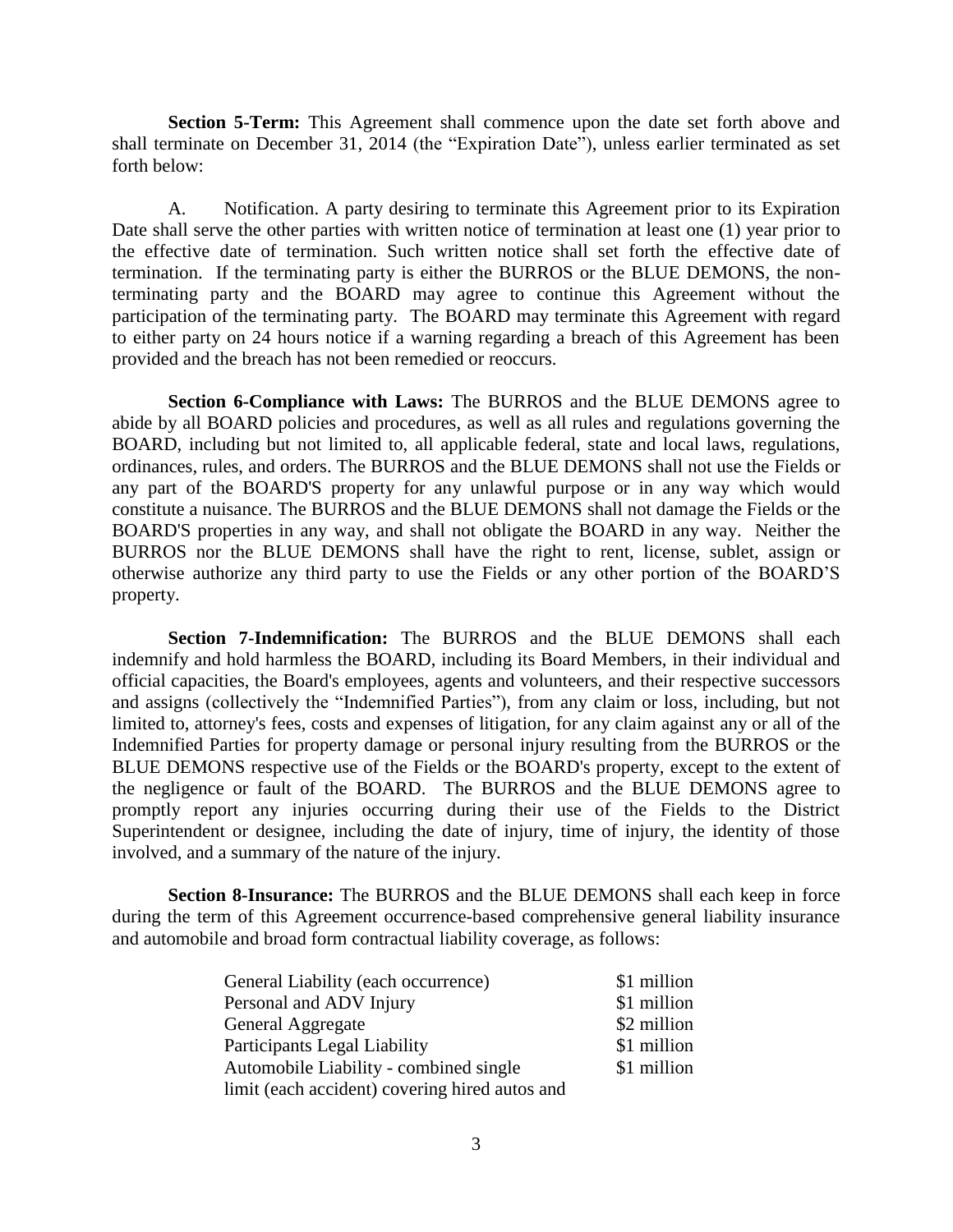**Section 5-Term:** This Agreement shall commence upon the date set forth above and shall terminate on December 31, 2014 (the "Expiration Date"), unless earlier terminated as set forth below:

A. Notification. A party desiring to terminate this Agreement prior to its Expiration Date shall serve the other parties with written notice of termination at least one (1) year prior to the effective date of termination. Such written notice shall set forth the effective date of termination. If the terminating party is either the BURROS or the BLUE DEMONS, the non-terminating party and the BOARD may agree to continue this Agreement without the participation of the terminating party. The BOARD may terminate this Agreement with regard to either party on 24 hours notice if a warning regarding a breach of this Agreement has been provided and the breach has not been remedied or reoccurs.

**Section 6-Compliance with Laws:** The BURROS and the BLUE DEMONS agree to abide by all BOARD policies and procedures, as well as all rules and regulations governing the BOARD, including but not limited to, all applicable federal, state and local laws, regulations, ordinances, rules, and orders. The BURROS and the BLUE DEMONS shall not use the Fields or any part of the BOARD'S property for any unlawful purpose or in any way which would constitute a nuisance. The BURROS and the BLUE DEMONS shall not damage the Fields or the BOARD'S properties in any way, and shall not obligate the BOARD in any way. Neither the BURROS nor the BLUE DEMONS shall have the right to rent, license, sublet, assign or otherwise authorize any third party to use the Fields or any other portion of the BOARD'S property.

**Section 7-Indemnification:** The BURROS and the BLUE DEMONS shall each indemnify and hold harmless the BOARD, including its Board Members, in their individual and official capacities, the Board's employees, agents and volunteers, and their respective successors and assigns (collectively the "Indemnified Parties"), from any claim or loss, including, but not limited to, attorney's fees, costs and expenses of litigation, for any claim against any or all of the Indemnified Parties for property damage or personal injury resulting from the BURROS or the BLUE DEMONS respective use of the Fields or the BOARD's property, except to the extent of the negligence or fault of the BOARD. The BURROS and the BLUE DEMONS agree to promptly report any injuries occurring during their use of the Fields to the District Superintendent or designee, including the date of injury, time of injury, the identity of those involved, and a summary of the nature of the injury.

**Section 8-Insurance:** The BURROS and the BLUE DEMONS shall each keep in force during the term of this Agreement occurrence-based comprehensive general liability insurance and automobile and broad form contractual liability coverage, as follows:

| | |
|---|---|
| General Liability (each occurrence) | $1 million |
| Personal and ADV Injury | $1 million |
| General Aggregate | $2 million |
| Participants Legal Liability | $1 million |
| Automobile Liability - combined single limit (each accident) covering hired autos and | $1 million |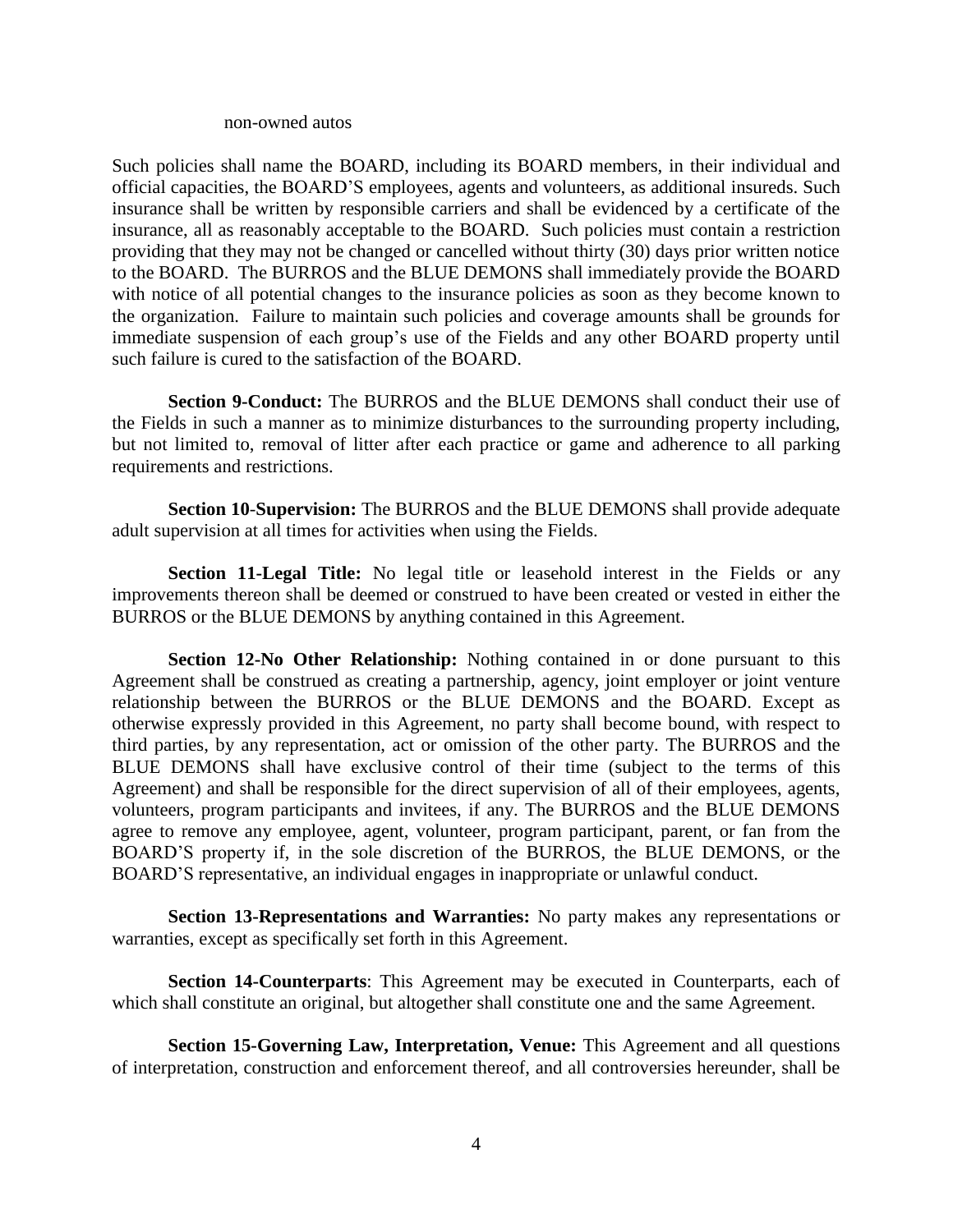non-owned autos

Such policies shall name the BOARD, including its BOARD members, in their individual and official capacities, the BOARD'S employees, agents and volunteers, as additional insureds. Such insurance shall be written by responsible carriers and shall be evidenced by a certificate of the insurance, all as reasonably acceptable to the BOARD. Such policies must contain a restriction providing that they may not be changed or cancelled without thirty (30) days prior written notice to the BOARD. The BURROS and the BLUE DEMONS shall immediately provide the BOARD with notice of all potential changes to the insurance policies as soon as they become known to the organization. Failure to maintain such policies and coverage amounts shall be grounds for immediate suspension of each group's use of the Fields and any other BOARD property until such failure is cured to the satisfaction of the BOARD.

**Section 9-Conduct:** The BURROS and the BLUE DEMONS shall conduct their use of the Fields in such a manner as to minimize disturbances to the surrounding property including, but not limited to, removal of litter after each practice or game and adherence to all parking requirements and restrictions.

**Section 10-Supervision:** The BURROS and the BLUE DEMONS shall provide adequate adult supervision at all times for activities when using the Fields.

**Section 11-Legal Title:** No legal title or leasehold interest in the Fields or any improvements thereon shall be deemed or construed to have been created or vested in either the BURROS or the BLUE DEMONS by anything contained in this Agreement.

**Section 12-No Other Relationship:** Nothing contained in or done pursuant to this Agreement shall be construed as creating a partnership, agency, joint employer or joint venture relationship between the BURROS or the BLUE DEMONS and the BOARD. Except as otherwise expressly provided in this Agreement, no party shall become bound, with respect to third parties, by any representation, act or omission of the other party. The BURROS and the BLUE DEMONS shall have exclusive control of their time (subject to the terms of this Agreement) and shall be responsible for the direct supervision of all of their employees, agents, volunteers, program participants and invitees, if any. The BURROS and the BLUE DEMONS agree to remove any employee, agent, volunteer, program participant, parent, or fan from the BOARD'S property if, in the sole discretion of the BURROS, the BLUE DEMONS, or the BOARD'S representative, an individual engages in inappropriate or unlawful conduct.

**Section 13-Representations and Warranties:** No party makes any representations or warranties, except as specifically set forth in this Agreement.

**Section 14-Counterparts**: This Agreement may be executed in Counterparts, each of which shall constitute an original, but altogether shall constitute one and the same Agreement.

**Section 15-Governing Law, Interpretation, Venue:** This Agreement and all questions of interpretation, construction and enforcement thereof, and all controversies hereunder, shall be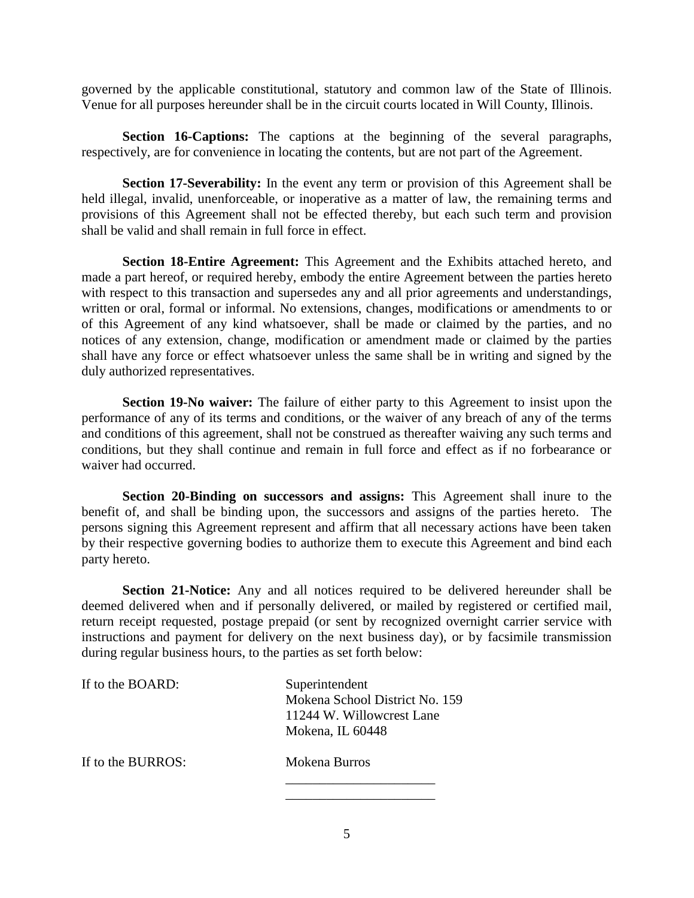governed by the applicable constitutional, statutory and common law of the State of Illinois. Venue for all purposes hereunder shall be in the circuit courts located in Will County, Illinois.

**Section 16-Captions:** The captions at the beginning of the several paragraphs, respectively, are for convenience in locating the contents, but are not part of the Agreement.

**Section 17-Severability:** In the event any term or provision of this Agreement shall be held illegal, invalid, unenforceable, or inoperative as a matter of law, the remaining terms and provisions of this Agreement shall not be effected thereby, but each such term and provision shall be valid and shall remain in full force in effect.

**Section 18-Entire Agreement:** This Agreement and the Exhibits attached hereto, and made a part hereof, or required hereby, embody the entire Agreement between the parties hereto with respect to this transaction and supersedes any and all prior agreements and understandings, written or oral, formal or informal. No extensions, changes, modifications or amendments to or of this Agreement of any kind whatsoever, shall be made or claimed by the parties, and no notices of any extension, change, modification or amendment made or claimed by the parties shall have any force or effect whatsoever unless the same shall be in writing and signed by the duly authorized representatives.

**Section 19-No waiver:** The failure of either party to this Agreement to insist upon the performance of any of its terms and conditions, or the waiver of any breach of any of the terms and conditions of this agreement, shall not be construed as thereafter waiving any such terms and conditions, but they shall continue and remain in full force and effect as if no forbearance or waiver had occurred.

**Section 20-Binding on successors and assigns:** This Agreement shall inure to the benefit of, and shall be binding upon, the successors and assigns of the parties hereto. The persons signing this Agreement represent and affirm that all necessary actions have been taken by their respective governing bodies to authorize them to execute this Agreement and bind each party hereto.

**Section 21-Notice:** Any and all notices required to be delivered hereunder shall be deemed delivered when and if personally delivered, or mailed by registered or certified mail, return receipt requested, postage prepaid (or sent by recognized overnight carrier service with instructions and payment for delivery on the next business day), or by facsimile transmission during regular business hours, to the parties as set forth below:

If to the BOARD:
Superintendent
Mokena School District No. 159
11244 W. Willowcrest Lane
Mokena, IL 60448

If to the BURROS:
Mokena Burros
______________________
______________________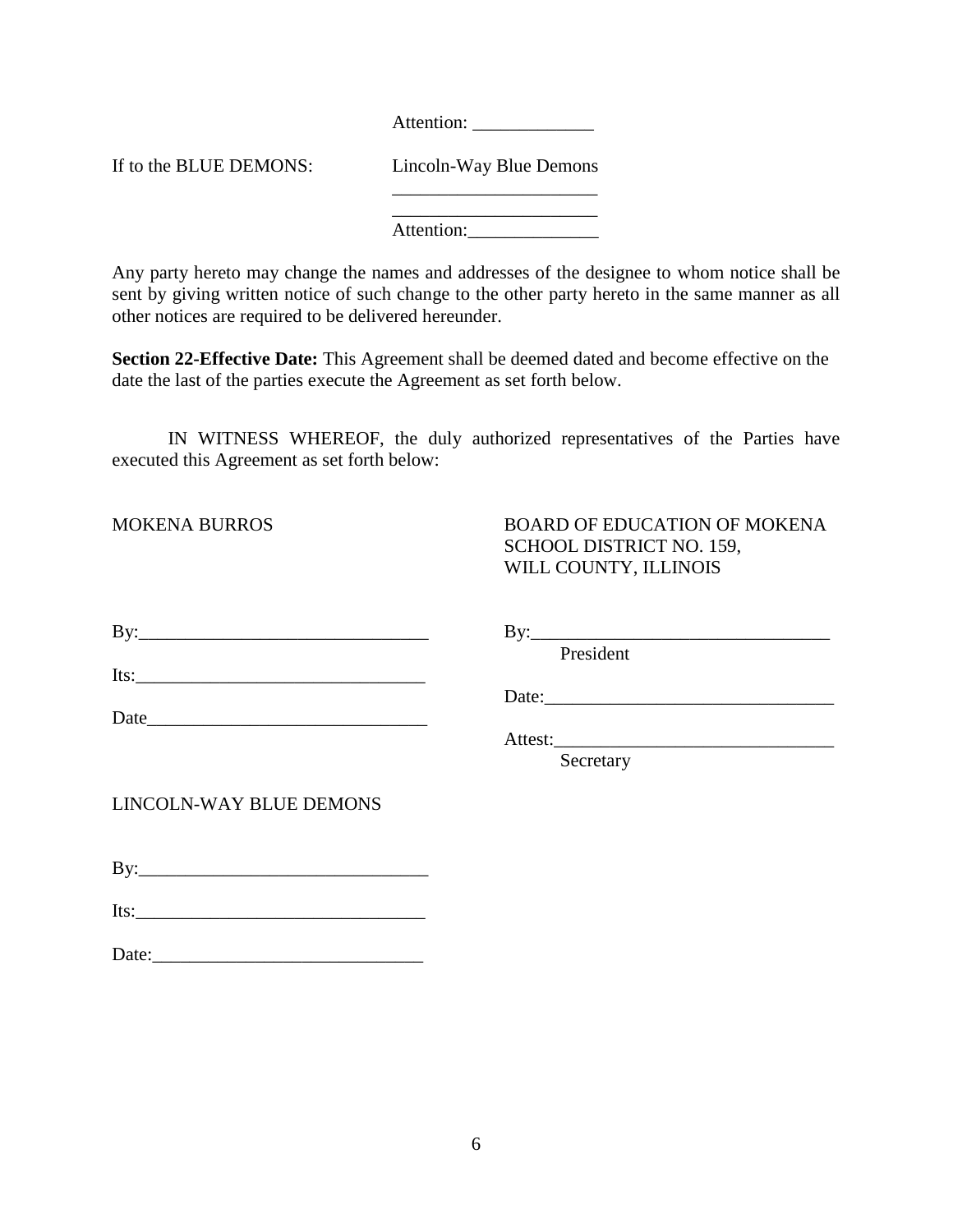Attention: _____________

If to the BLUE DEMONS: Lincoln-Way Blue Demons

______________________

______________________

Attention:______________

Any party hereto may change the names and addresses of the designee to whom notice shall be sent by giving written notice of such change to the other party hereto in the same manner as all other notices are required to be delivered hereunder.

**Section 22-Effective Date:** This Agreement shall be deemed dated and become effective on the date the last of the parties execute the Agreement as set forth below.

IN WITNESS WHEREOF, the duly authorized representatives of the Parties have executed this Agreement as set forth below:

MOKENA BURROS

By:_______________________________

Its:_______________________________

Date______________________________

BOARD OF EDUCATION OF MOKENA SCHOOL DISTRICT NO. 159, WILL COUNTY, ILLINOIS

By:________________________________
President

Date:_______________________________

Attest:______________________________
Secretary

LINCOLN-WAY BLUE DEMONS

By:_______________________________

Its:_______________________________

Date:_____________________________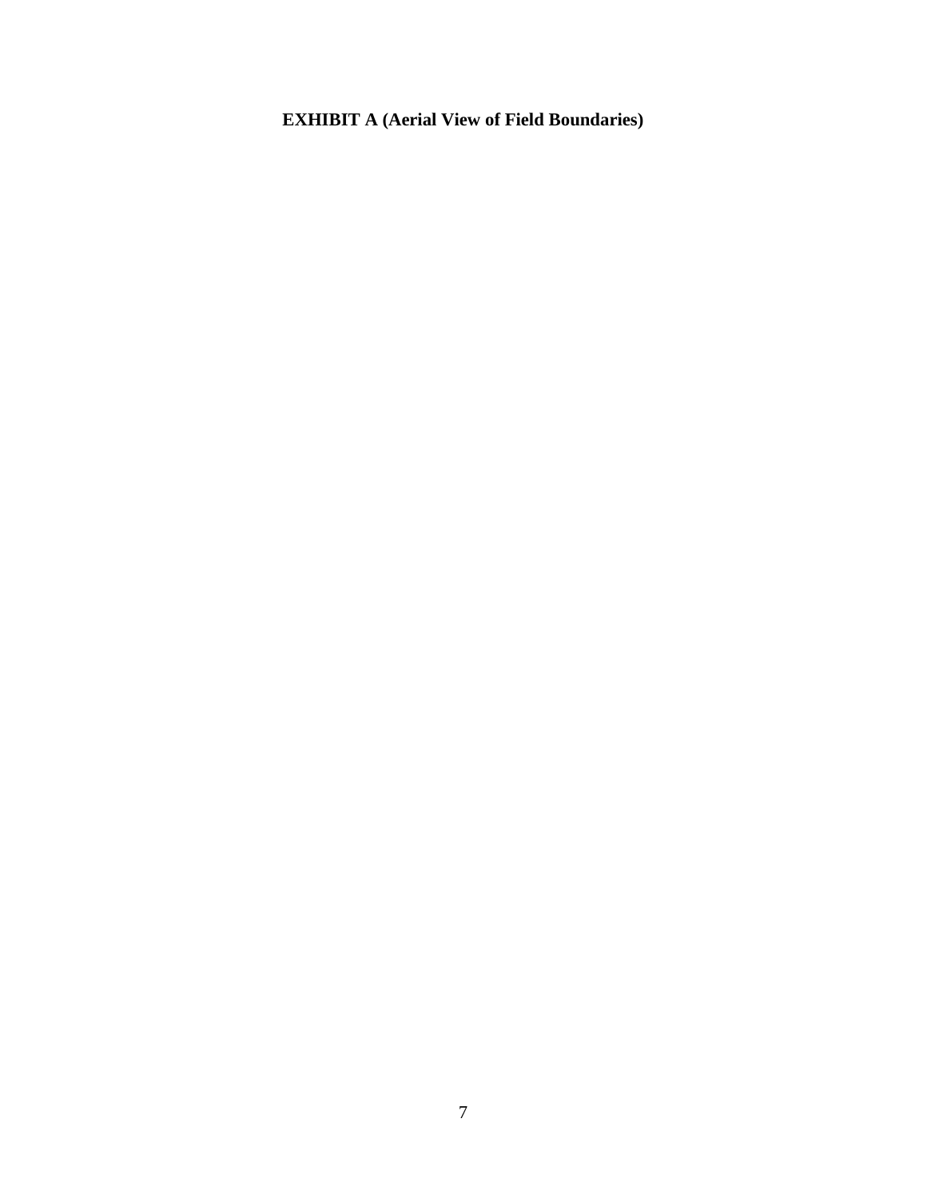**EXHIBIT A (Aerial View of Field Boundaries)**